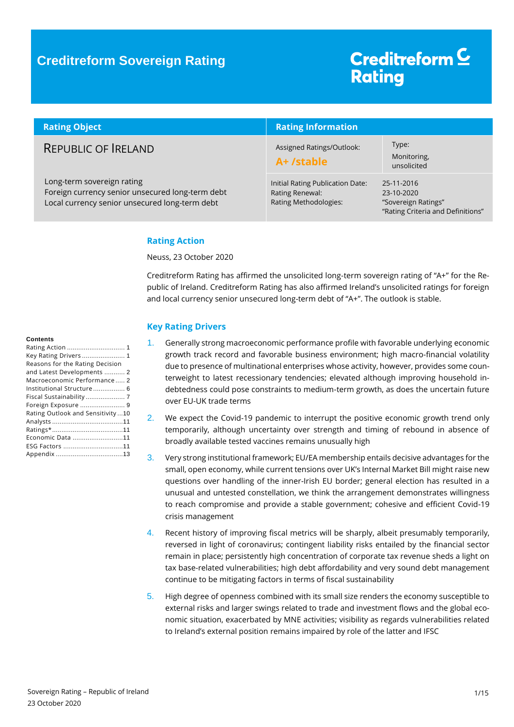# Creditreform Sovereign Rating

Creditreform Rating

| Rating Object | Rating Information | |
|---|---|---|
| REPUBLIC OF IRELAND | Assigned Ratings/Outlook: **A+ /stable** | Type: Monitoring, unsolicited |
| Long-term sovereign rating<br>Foreign currency senior unsecured long-term debt<br>Local currency senior unsecured long-term debt | Initial Rating Publication Date:<br>Rating Renewal:<br>Rating Methodologies: | 25-11-2016<br>23-10-2020<br>"Sovereign Ratings"<br>"Rating Criteria and Definitions" |

**Contents**

- Rating Action ... 1
- Key Rating Drivers ... 1
- Reasons for the Rating Decision and Latest Developments ... 2
- Macroeconomic Performance ... 2
- Institutional Structure ... 6
- Fiscal Sustainability ... 7
- Foreign Exposure ... 9
- Rating Outlook and Sensitivity ... 10
- Analysts ... 11
- Ratings* ... 11
- Economic Data ... 11
- ESG Factors ... 11
- Appendix ... 13

## Rating Action

Neuss, 23 October 2020

Creditreform Rating has affirmed the unsolicited long-term sovereign rating of "A+" for the Republic of Ireland. Creditreform Rating has also affirmed Ireland's unsolicited ratings for foreign and local currency senior unsecured long-term debt of "A+". The outlook is stable.

## Key Rating Drivers

1. Generally strong macroeconomic performance profile with favorable underlying economic growth track record and favorable business environment; high macro-financial volatility due to presence of multinational enterprises whose activity, however, provides some counterweight to latest recessionary tendencies; elevated although improving household indebtedness could pose constraints to medium-term growth, as does the uncertain future over EU-UK trade terms
2. We expect the Covid-19 pandemic to interrupt the positive economic growth trend only temporarily, although uncertainty over strength and timing of rebound in absence of broadly available tested vaccines remains unusually high
3. Very strong institutional framework; EU/EA membership entails decisive advantages for the small, open economy, while current tensions over UK's Internal Market Bill might raise new questions over handling of the inner-Irish EU border; general election has resulted in a unusual and untested constellation, we think the arrangement demonstrates willingness to reach compromise and provide a stable government; cohesive and efficient Covid-19 crisis management
4. Recent history of improving fiscal metrics will be sharply, albeit presumably temporarily, reversed in light of coronavirus; contingent liability risks entailed by the financial sector remain in place; persistently high concentration of corporate tax revenue sheds a light on tax base-related vulnerabilities; high debt affordability and very sound debt management continue to be mitigating factors in terms of fiscal sustainability
5. High degree of openness combined with its small size renders the economy susceptible to external risks and larger swings related to trade and investment flows and the global economic situation, exacerbated by MNE activities; visibility as regards vulnerabilities related to Ireland's external position remains impaired by role of the latter and IFSC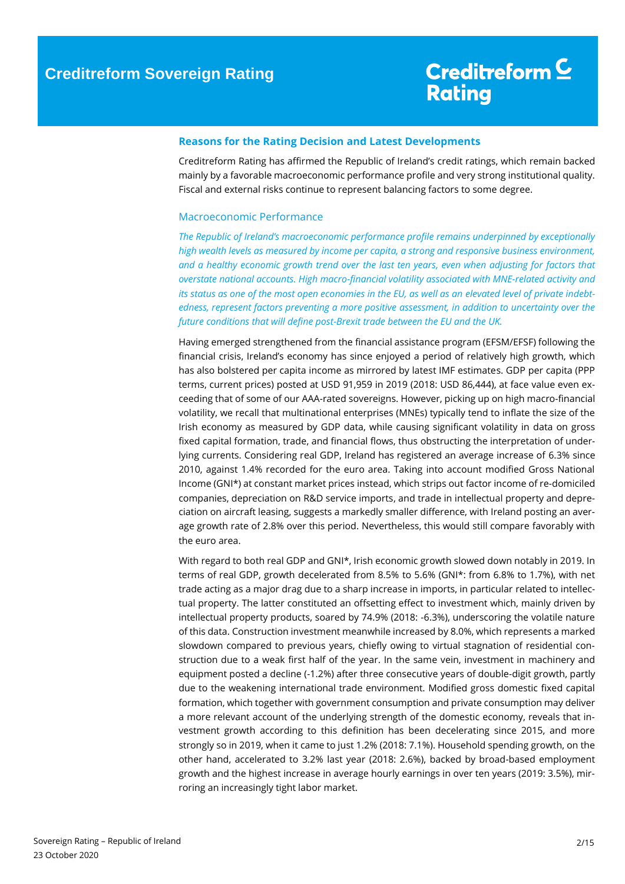## Reasons for the Rating Decision and Latest Developments

Creditreform Rating has affirmed the Republic of Ireland's credit ratings, which remain backed mainly by a favorable macroeconomic performance profile and very strong institutional quality. Fiscal and external risks continue to represent balancing factors to some degree.

### Macroeconomic Performance

*The Republic of Ireland's macroeconomic performance profile remains underpinned by exceptionally high wealth levels as measured by income per capita, a strong and responsive business environment, and a healthy economic growth trend over the last ten years, even when adjusting for factors that overstate national accounts. High macro-financial volatility associated with MNE-related activity and its status as one of the most open economies in the EU, as well as an elevated level of private indebtedness, represent factors preventing a more positive assessment, in addition to uncertainty over the future conditions that will define post-Brexit trade between the EU and the UK.*

Having emerged strengthened from the financial assistance program (EFSM/EFSF) following the financial crisis, Ireland's economy has since enjoyed a period of relatively high growth, which has also bolstered per capita income as mirrored by latest IMF estimates. GDP per capita (PPP terms, current prices) posted at USD 91,959 in 2019 (2018: USD 86,444), at face value even exceeding that of some of our AAA-rated sovereigns. However, picking up on high macro-financial volatility, we recall that multinational enterprises (MNEs) typically tend to inflate the size of the Irish economy as measured by GDP data, while causing significant volatility in data on gross fixed capital formation, trade, and financial flows, thus obstructing the interpretation of underlying currents. Considering real GDP, Ireland has registered an average increase of 6.3% since 2010, against 1.4% recorded for the euro area. Taking into account modified Gross National Income (GNI*) at constant market prices instead, which strips out factor income of re-domiciled companies, depreciation on R&D service imports, and trade in intellectual property and depreciation on aircraft leasing, suggests a markedly smaller difference, with Ireland posting an average growth rate of 2.8% over this period. Nevertheless, this would still compare favorably with the euro area.

With regard to both real GDP and GNI*, Irish economic growth slowed down notably in 2019. In terms of real GDP, growth decelerated from 8.5% to 5.6% (GNI*: from 6.8% to 1.7%), with net trade acting as a major drag due to a sharp increase in imports, in particular related to intellectual property. The latter constituted an offsetting effect to investment which, mainly driven by intellectual property products, soared by 74.9% (2018: -6.3%), underscoring the volatile nature of this data. Construction investment meanwhile increased by 8.0%, which represents a marked slowdown compared to previous years, chiefly owing to virtual stagnation of residential construction due to a weak first half of the year. In the same vein, investment in machinery and equipment posted a decline (-1.2%) after three consecutive years of double-digit growth, partly due to the weakening international trade environment. Modified gross domestic fixed capital formation, which together with government consumption and private consumption may deliver a more relevant account of the underlying strength of the domestic economy, reveals that investment growth according to this definition has been decelerating since 2015, and more strongly so in 2019, when it came to just 1.2% (2018: 7.1%). Household spending growth, on the other hand, accelerated to 3.2% last year (2018: 2.6%), backed by broad-based employment growth and the highest increase in average hourly earnings in over ten years (2019: 3.5%), mirroring an increasingly tight labor market.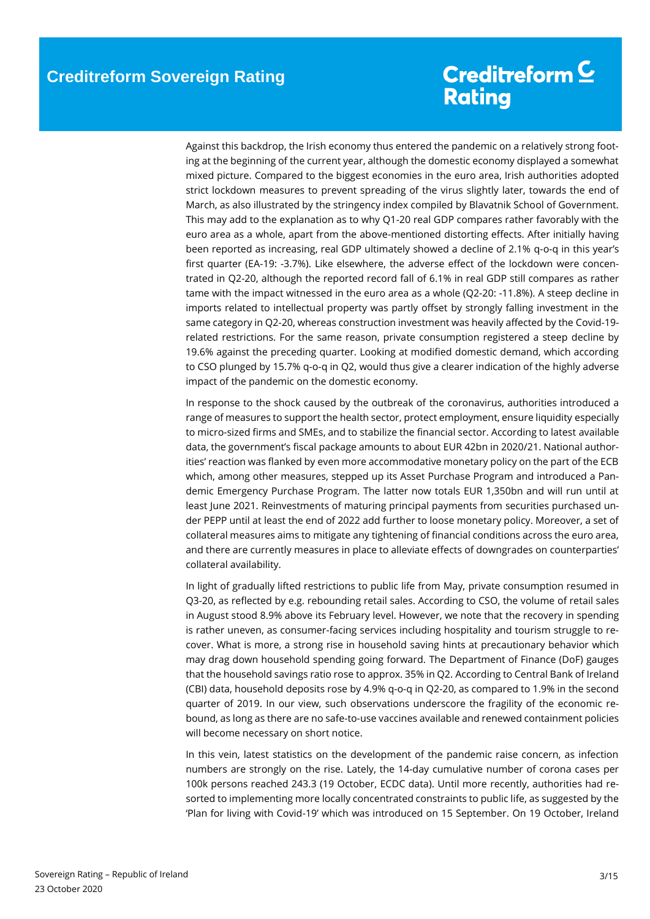Against this backdrop, the Irish economy thus entered the pandemic on a relatively strong footing at the beginning of the current year, although the domestic economy displayed a somewhat mixed picture. Compared to the biggest economies in the euro area, Irish authorities adopted strict lockdown measures to prevent spreading of the virus slightly later, towards the end of March, as also illustrated by the stringency index compiled by Blavatnik School of Government. This may add to the explanation as to why Q1-20 real GDP compares rather favorably with the euro area as a whole, apart from the above-mentioned distorting effects. After initially having been reported as increasing, real GDP ultimately showed a decline of 2.1% q-o-q in this year's first quarter (EA-19: -3.7%). Like elsewhere, the adverse effect of the lockdown were concentrated in Q2-20, although the reported record fall of 6.1% in real GDP still compares as rather tame with the impact witnessed in the euro area as a whole (Q2-20: -11.8%). A steep decline in imports related to intellectual property was partly offset by strongly falling investment in the same category in Q2-20, whereas construction investment was heavily affected by the Covid-19-related restrictions. For the same reason, private consumption registered a steep decline by 19.6% against the preceding quarter. Looking at modified domestic demand, which according to CSO plunged by 15.7% q-o-q in Q2, would thus give a clearer indication of the highly adverse impact of the pandemic on the domestic economy.

In response to the shock caused by the outbreak of the coronavirus, authorities introduced a range of measures to support the health sector, protect employment, ensure liquidity especially to micro-sized firms and SMEs, and to stabilize the financial sector. According to latest available data, the government's fiscal package amounts to about EUR 42bn in 2020/21. National authorities' reaction was flanked by even more accommodative monetary policy on the part of the ECB which, among other measures, stepped up its Asset Purchase Program and introduced a Pandemic Emergency Purchase Program. The latter now totals EUR 1,350bn and will run until at least June 2021. Reinvestments of maturing principal payments from securities purchased under PEPP until at least the end of 2022 add further to loose monetary policy. Moreover, a set of collateral measures aims to mitigate any tightening of financial conditions across the euro area, and there are currently measures in place to alleviate effects of downgrades on counterparties' collateral availability.

In light of gradually lifted restrictions to public life from May, private consumption resumed in Q3-20, as reflected by e.g. rebounding retail sales. According to CSO, the volume of retail sales in August stood 8.9% above its February level. However, we note that the recovery in spending is rather uneven, as consumer-facing services including hospitality and tourism struggle to recover. What is more, a strong rise in household saving hints at precautionary behavior which may drag down household spending going forward. The Department of Finance (DoF) gauges that the household savings ratio rose to approx. 35% in Q2. According to Central Bank of Ireland (CBI) data, household deposits rose by 4.9% q-o-q in Q2-20, as compared to 1.9% in the second quarter of 2019. In our view, such observations underscore the fragility of the economic rebound, as long as there are no safe-to-use vaccines available and renewed containment policies will become necessary on short notice.

In this vein, latest statistics on the development of the pandemic raise concern, as infection numbers are strongly on the rise. Lately, the 14-day cumulative number of corona cases per 100k persons reached 243.3 (19 October, ECDC data). Until more recently, authorities had resorted to implementing more locally concentrated constraints to public life, as suggested by the 'Plan for living with Covid-19' which was introduced on 15 September. On 19 October, Ireland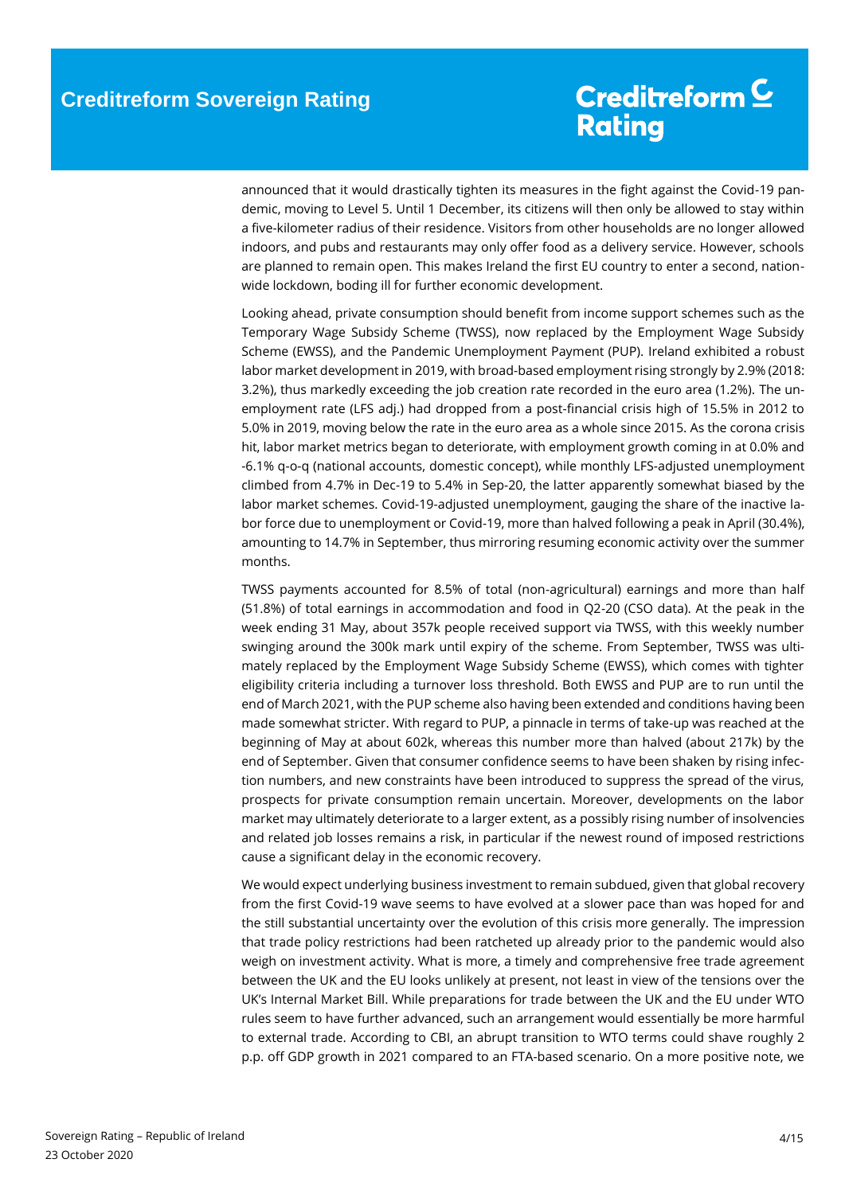announced that it would drastically tighten its measures in the fight against the Covid-19 pandemic, moving to Level 5. Until 1 December, its citizens will then only be allowed to stay within a five-kilometer radius of their residence. Visitors from other households are no longer allowed indoors, and pubs and restaurants may only offer food as a delivery service. However, schools are planned to remain open. This makes Ireland the first EU country to enter a second, nationwide lockdown, boding ill for further economic development.

Looking ahead, private consumption should benefit from income support schemes such as the Temporary Wage Subsidy Scheme (TWSS), now replaced by the Employment Wage Subsidy Scheme (EWSS), and the Pandemic Unemployment Payment (PUP). Ireland exhibited a robust labor market development in 2019, with broad-based employment rising strongly by 2.9% (2018: 3.2%), thus markedly exceeding the job creation rate recorded in the euro area (1.2%). The unemployment rate (LFS adj.) had dropped from a post-financial crisis high of 15.5% in 2012 to 5.0% in 2019, moving below the rate in the euro area as a whole since 2015. As the corona crisis hit, labor market metrics began to deteriorate, with employment growth coming in at 0.0% and -6.1% q-o-q (national accounts, domestic concept), while monthly LFS-adjusted unemployment climbed from 4.7% in Dec-19 to 5.4% in Sep-20, the latter apparently somewhat biased by the labor market schemes. Covid-19-adjusted unemployment, gauging the share of the inactive labor force due to unemployment or Covid-19, more than halved following a peak in April (30.4%), amounting to 14.7% in September, thus mirroring resuming economic activity over the summer months.

TWSS payments accounted for 8.5% of total (non-agricultural) earnings and more than half (51.8%) of total earnings in accommodation and food in Q2-20 (CSO data). At the peak in the week ending 31 May, about 357k people received support via TWSS, with this weekly number swinging around the 300k mark until expiry of the scheme. From September, TWSS was ultimately replaced by the Employment Wage Subsidy Scheme (EWSS), which comes with tighter eligibility criteria including a turnover loss threshold. Both EWSS and PUP are to run until the end of March 2021, with the PUP scheme also having been extended and conditions having been made somewhat stricter. With regard to PUP, a pinnacle in terms of take-up was reached at the beginning of May at about 602k, whereas this number more than halved (about 217k) by the end of September. Given that consumer confidence seems to have been shaken by rising infection numbers, and new constraints have been introduced to suppress the spread of the virus, prospects for private consumption remain uncertain. Moreover, developments on the labor market may ultimately deteriorate to a larger extent, as a possibly rising number of insolvencies and related job losses remains a risk, in particular if the newest round of imposed restrictions cause a significant delay in the economic recovery.

We would expect underlying business investment to remain subdued, given that global recovery from the first Covid-19 wave seems to have evolved at a slower pace than was hoped for and the still substantial uncertainty over the evolution of this crisis more generally. The impression that trade policy restrictions had been ratcheted up already prior to the pandemic would also weigh on investment activity. What is more, a timely and comprehensive free trade agreement between the UK and the EU looks unlikely at present, not least in view of the tensions over the UK's Internal Market Bill. While preparations for trade between the UK and the EU under WTO rules seem to have further advanced, such an arrangement would essentially be more harmful to external trade. According to CBI, an abrupt transition to WTO terms could shave roughly 2 p.p. off GDP growth in 2021 compared to an FTA-based scenario. On a more positive note, we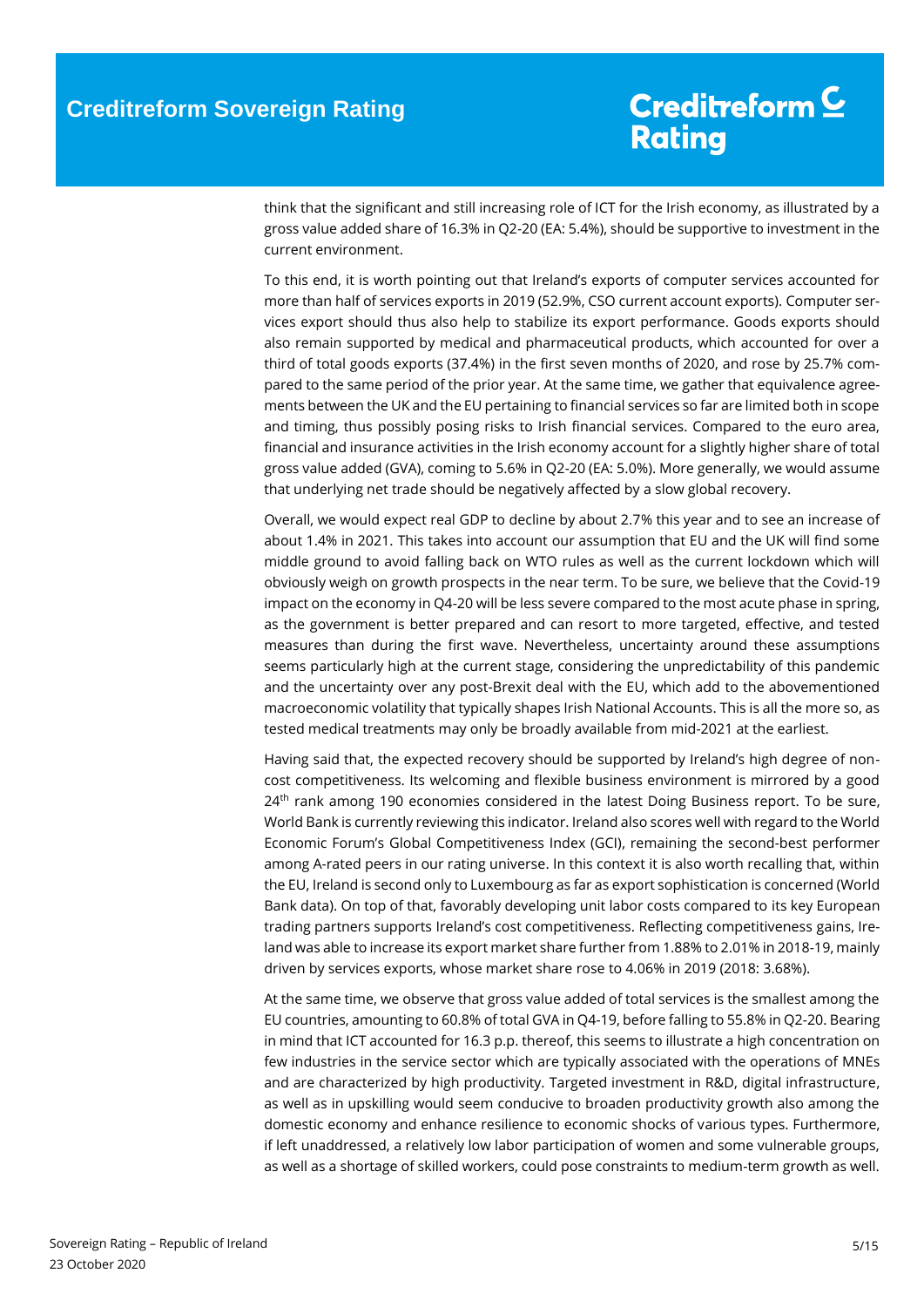think that the significant and still increasing role of ICT for the Irish economy, as illustrated by a gross value added share of 16.3% in Q2-20 (EA: 5.4%), should be supportive to investment in the current environment.

To this end, it is worth pointing out that Ireland's exports of computer services accounted for more than half of services exports in 2019 (52.9%, CSO current account exports). Computer services export should thus also help to stabilize its export performance. Goods exports should also remain supported by medical and pharmaceutical products, which accounted for over a third of total goods exports (37.4%) in the first seven months of 2020, and rose by 25.7% compared to the same period of the prior year. At the same time, we gather that equivalence agreements between the UK and the EU pertaining to financial services so far are limited both in scope and timing, thus possibly posing risks to Irish financial services. Compared to the euro area, financial and insurance activities in the Irish economy account for a slightly higher share of total gross value added (GVA), coming to 5.6% in Q2-20 (EA: 5.0%). More generally, we would assume that underlying net trade should be negatively affected by a slow global recovery.

Overall, we would expect real GDP to decline by about 2.7% this year and to see an increase of about 1.4% in 2021. This takes into account our assumption that EU and the UK will find some middle ground to avoid falling back on WTO rules as well as the current lockdown which will obviously weigh on growth prospects in the near term. To be sure, we believe that the Covid-19 impact on the economy in Q4-20 will be less severe compared to the most acute phase in spring, as the government is better prepared and can resort to more targeted, effective, and tested measures than during the first wave. Nevertheless, uncertainty around these assumptions seems particularly high at the current stage, considering the unpredictability of this pandemic and the uncertainty over any post-Brexit deal with the EU, which add to the abovementioned macroeconomic volatility that typically shapes Irish National Accounts. This is all the more so, as tested medical treatments may only be broadly available from mid-2021 at the earliest.

Having said that, the expected recovery should be supported by Ireland's high degree of non-cost competitiveness. Its welcoming and flexible business environment is mirrored by a good 24th rank among 190 economies considered in the latest Doing Business report. To be sure, World Bank is currently reviewing this indicator. Ireland also scores well with regard to the World Economic Forum's Global Competitiveness Index (GCI), remaining the second-best performer among A-rated peers in our rating universe. In this context it is also worth recalling that, within the EU, Ireland is second only to Luxembourg as far as export sophistication is concerned (World Bank data). On top of that, favorably developing unit labor costs compared to its key European trading partners supports Ireland's cost competitiveness. Reflecting competitiveness gains, Ireland was able to increase its export market share further from 1.88% to 2.01% in 2018-19, mainly driven by services exports, whose market share rose to 4.06% in 2019 (2018: 3.68%).

At the same time, we observe that gross value added of total services is the smallest among the EU countries, amounting to 60.8% of total GVA in Q4-19, before falling to 55.8% in Q2-20. Bearing in mind that ICT accounted for 16.3 p.p. thereof, this seems to illustrate a high concentration on few industries in the service sector which are typically associated with the operations of MNEs and are characterized by high productivity. Targeted investment in R&D, digital infrastructure, as well as in upskilling would seem conducive to broaden productivity growth also among the domestic economy and enhance resilience to economic shocks of various types. Furthermore, if left unaddressed, a relatively low labor participation of women and some vulnerable groups, as well as a shortage of skilled workers, could pose constraints to medium-term growth as well.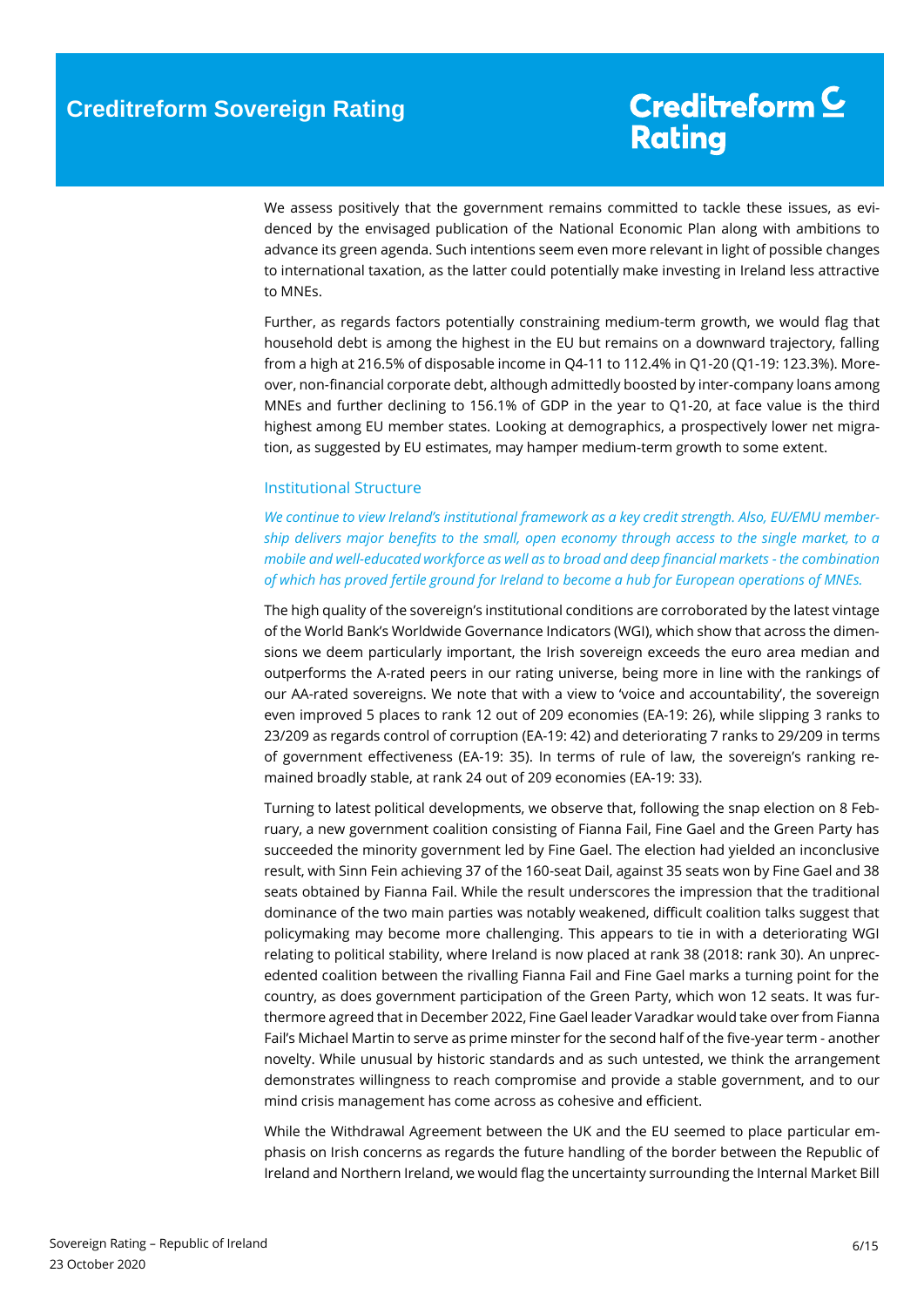We assess positively that the government remains committed to tackle these issues, as evidenced by the envisaged publication of the National Economic Plan along with ambitions to advance its green agenda. Such intentions seem even more relevant in light of possible changes to international taxation, as the latter could potentially make investing in Ireland less attractive to MNEs.

Further, as regards factors potentially constraining medium-term growth, we would flag that household debt is among the highest in the EU but remains on a downward trajectory, falling from a high at 216.5% of disposable income in Q4-11 to 112.4% in Q1-20 (Q1-19: 123.3%). Moreover, non-financial corporate debt, although admittedly boosted by inter-company loans among MNEs and further declining to 156.1% of GDP in the year to Q1-20, at face value is the third highest among EU member states. Looking at demographics, a prospectively lower net migration, as suggested by EU estimates, may hamper medium-term growth to some extent.

## Institutional Structure

*We continue to view Ireland's institutional framework as a key credit strength. Also, EU/EMU membership delivers major benefits to the small, open economy through access to the single market, to a mobile and well-educated workforce as well as to broad and deep financial markets - the combination of which has proved fertile ground for Ireland to become a hub for European operations of MNEs.*

The high quality of the sovereign's institutional conditions are corroborated by the latest vintage of the World Bank's Worldwide Governance Indicators (WGI), which show that across the dimensions we deem particularly important, the Irish sovereign exceeds the euro area median and outperforms the A-rated peers in our rating universe, being more in line with the rankings of our AA-rated sovereigns. We note that with a view to 'voice and accountability', the sovereign even improved 5 places to rank 12 out of 209 economies (EA-19: 26), while slipping 3 ranks to 23/209 as regards control of corruption (EA-19: 42) and deteriorating 7 ranks to 29/209 in terms of government effectiveness (EA-19: 35). In terms of rule of law, the sovereign's ranking remained broadly stable, at rank 24 out of 209 economies (EA-19: 33).

Turning to latest political developments, we observe that, following the snap election on 8 February, a new government coalition consisting of Fianna Fail, Fine Gael and the Green Party has succeeded the minority government led by Fine Gael. The election had yielded an inconclusive result, with Sinn Fein achieving 37 of the 160-seat Dail, against 35 seats won by Fine Gael and 38 seats obtained by Fianna Fail. While the result underscores the impression that the traditional dominance of the two main parties was notably weakened, difficult coalition talks suggest that policymaking may become more challenging. This appears to tie in with a deteriorating WGI relating to political stability, where Ireland is now placed at rank 38 (2018: rank 30). An unprecedented coalition between the rivalling Fianna Fail and Fine Gael marks a turning point for the country, as does government participation of the Green Party, which won 12 seats. It was furthermore agreed that in December 2022, Fine Gael leader Varadkar would take over from Fianna Fail's Michael Martin to serve as prime minster for the second half of the five-year term - another novelty. While unusual by historic standards and as such untested, we think the arrangement demonstrates willingness to reach compromise and provide a stable government, and to our mind crisis management has come across as cohesive and efficient.

While the Withdrawal Agreement between the UK and the EU seemed to place particular emphasis on Irish concerns as regards the future handling of the border between the Republic of Ireland and Northern Ireland, we would flag the uncertainty surrounding the Internal Market Bill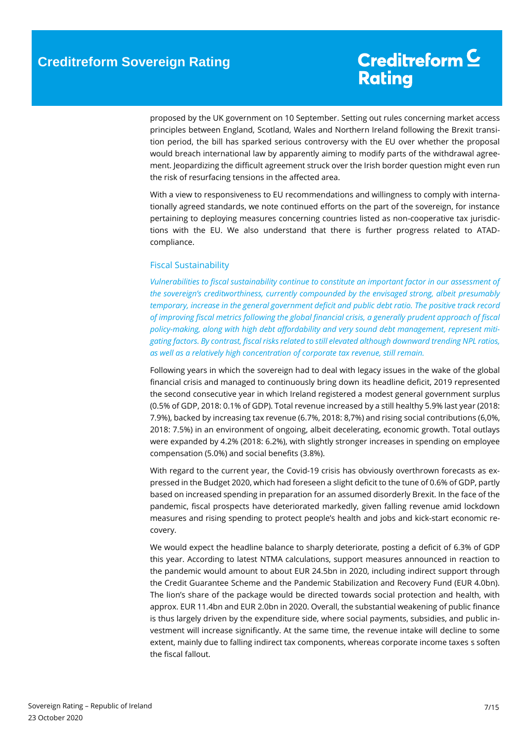proposed by the UK government on 10 September. Setting out rules concerning market access principles between England, Scotland, Wales and Northern Ireland following the Brexit transition period, the bill has sparked serious controversy with the EU over whether the proposal would breach international law by apparently aiming to modify parts of the withdrawal agreement. Jeopardizing the difficult agreement struck over the Irish border question might even run the risk of resurfacing tensions in the affected area.

With a view to responsiveness to EU recommendations and willingness to comply with internationally agreed standards, we note continued efforts on the part of the sovereign, for instance pertaining to deploying measures concerning countries listed as non-cooperative tax jurisdictions with the EU. We also understand that there is further progress related to ATAD-compliance.

## Fiscal Sustainability

*Vulnerabilities to fiscal sustainability continue to constitute an important factor in our assessment of the sovereign's creditworthiness, currently compounded by the envisaged strong, albeit presumably temporary, increase in the general government deficit and public debt ratio. The positive track record of improving fiscal metrics following the global financial crisis, a generally prudent approach of fiscal policy-making, along with high debt affordability and very sound debt management, represent mitigating factors. By contrast, fiscal risks related to still elevated although downward trending NPL ratios, as well as a relatively high concentration of corporate tax revenue, still remain.*

Following years in which the sovereign had to deal with legacy issues in the wake of the global financial crisis and managed to continuously bring down its headline deficit, 2019 represented the second consecutive year in which Ireland registered a modest general government surplus (0.5% of GDP, 2018: 0.1% of GDP). Total revenue increased by a still healthy 5.9% last year (2018: 7.9%), backed by increasing tax revenue (6.7%, 2018: 8,7%) and rising social contributions (6,0%, 2018: 7.5%) in an environment of ongoing, albeit decelerating, economic growth. Total outlays were expanded by 4.2% (2018: 6.2%), with slightly stronger increases in spending on employee compensation (5.0%) and social benefits (3.8%).

With regard to the current year, the Covid-19 crisis has obviously overthrown forecasts as expressed in the Budget 2020, which had foreseen a slight deficit to the tune of 0.6% of GDP, partly based on increased spending in preparation for an assumed disorderly Brexit. In the face of the pandemic, fiscal prospects have deteriorated markedly, given falling revenue amid lockdown measures and rising spending to protect people's health and jobs and kick-start economic recovery.

We would expect the headline balance to sharply deteriorate, posting a deficit of 6.3% of GDP this year. According to latest NTMA calculations, support measures announced in reaction to the pandemic would amount to about EUR 24.5bn in 2020, including indirect support through the Credit Guarantee Scheme and the Pandemic Stabilization and Recovery Fund (EUR 4.0bn). The lion's share of the package would be directed towards social protection and health, with approx. EUR 11.4bn and EUR 2.0bn in 2020. Overall, the substantial weakening of public finance is thus largely driven by the expenditure side, where social payments, subsidies, and public investment will increase significantly. At the same time, the revenue intake will decline to some extent, mainly due to falling indirect tax components, whereas corporate income taxes s soften the fiscal fallout.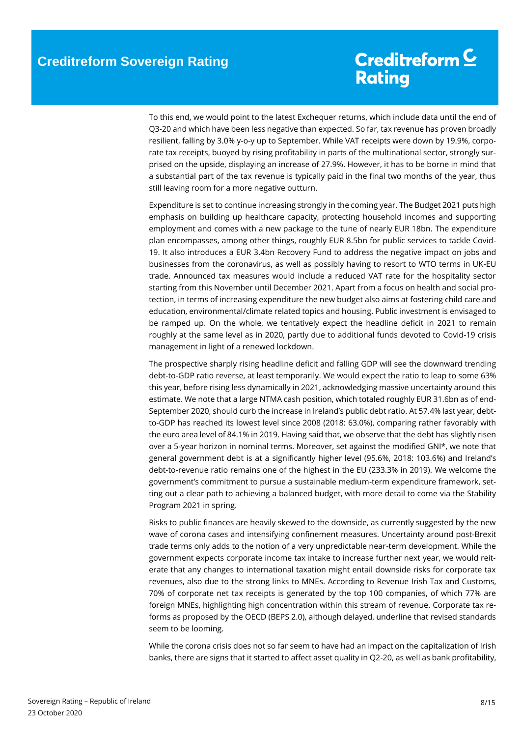To this end, we would point to the latest Exchequer returns, which include data until the end of Q3-20 and which have been less negative than expected. So far, tax revenue has proven broadly resilient, falling by 3.0% y-o-y up to September. While VAT receipts were down by 19.9%, corporate tax receipts, buoyed by rising profitability in parts of the multinational sector, strongly surprised on the upside, displaying an increase of 27.9%. However, it has to be borne in mind that a substantial part of the tax revenue is typically paid in the final two months of the year, thus still leaving room for a more negative outturn.

Expenditure is set to continue increasing strongly in the coming year. The Budget 2021 puts high emphasis on building up healthcare capacity, protecting household incomes and supporting employment and comes with a new package to the tune of nearly EUR 18bn. The expenditure plan encompasses, among other things, roughly EUR 8.5bn for public services to tackle Covid-19. It also introduces a EUR 3.4bn Recovery Fund to address the negative impact on jobs and businesses from the coronavirus, as well as possibly having to resort to WTO terms in UK-EU trade. Announced tax measures would include a reduced VAT rate for the hospitality sector starting from this November until December 2021. Apart from a focus on health and social protection, in terms of increasing expenditure the new budget also aims at fostering child care and education, environmental/climate related topics and housing. Public investment is envisaged to be ramped up. On the whole, we tentatively expect the headline deficit in 2021 to remain roughly at the same level as in 2020, partly due to additional funds devoted to Covid-19 crisis management in light of a renewed lockdown.

The prospective sharply rising headline deficit and falling GDP will see the downward trending debt-to-GDP ratio reverse, at least temporarily. We would expect the ratio to leap to some 63% this year, before rising less dynamically in 2021, acknowledging massive uncertainty around this estimate. We note that a large NTMA cash position, which totaled roughly EUR 31.6bn as of end-September 2020, should curb the increase in Ireland's public debt ratio. At 57.4% last year, debt-to-GDP has reached its lowest level since 2008 (2018: 63.0%), comparing rather favorably with the euro area level of 84.1% in 2019. Having said that, we observe that the debt has slightly risen over a 5-year horizon in nominal terms. Moreover, set against the modified GNI*, we note that general government debt is at a significantly higher level (95.6%, 2018: 103.6%) and Ireland's debt-to-revenue ratio remains one of the highest in the EU (233.3% in 2019). We welcome the government's commitment to pursue a sustainable medium-term expenditure framework, setting out a clear path to achieving a balanced budget, with more detail to come via the Stability Program 2021 in spring.

Risks to public finances are heavily skewed to the downside, as currently suggested by the new wave of corona cases and intensifying confinement measures. Uncertainty around post-Brexit trade terms only adds to the notion of a very unpredictable near-term development. While the government expects corporate income tax intake to increase further next year, we would reiterate that any changes to international taxation might entail downside risks for corporate tax revenues, also due to the strong links to MNEs. According to Revenue Irish Tax and Customs, 70% of corporate net tax receipts is generated by the top 100 companies, of which 77% are foreign MNEs, highlighting high concentration within this stream of revenue. Corporate tax reforms as proposed by the OECD (BEPS 2.0), although delayed, underline that revised standards seem to be looming.

While the corona crisis does not so far seem to have had an impact on the capitalization of Irish banks, there are signs that it started to affect asset quality in Q2-20, as well as bank profitability,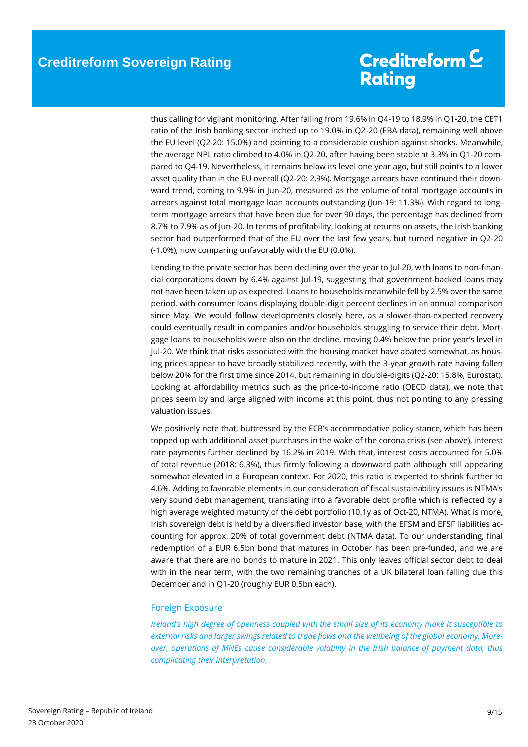thus calling for vigilant monitoring. After falling from 19.6% in Q4-19 to 18.9% in Q1-20, the CET1 ratio of the Irish banking sector inched up to 19.0% in Q2-20 (EBA data), remaining well above the EU level (Q2-20: 15.0%) and pointing to a considerable cushion against shocks. Meanwhile, the average NPL ratio climbed to 4.0% in Q2-20, after having been stable at 3.3% in Q1-20 compared to Q4-19. Nevertheless, it remains below its level one year ago, but still points to a lower asset quality than in the EU overall (Q2-20: 2.9%). Mortgage arrears have continued their downward trend, coming to 9.9% in Jun-20, measured as the volume of total mortgage accounts in arrears against total mortgage loan accounts outstanding (Jun-19: 11.3%). With regard to long-term mortgage arrears that have been due for over 90 days, the percentage has declined from 8.7% to 7.9% as of Jun-20. In terms of profitability, looking at returns on assets, the Irish banking sector had outperformed that of the EU over the last few years, but turned negative in Q2-20 (-1.0%), now comparing unfavorably with the EU (0.0%).

Lending to the private sector has been declining over the year to Jul-20, with loans to non-financial corporations down by 6.4% against Jul-19, suggesting that government-backed loans may not have been taken up as expected. Loans to households meanwhile fell by 2.5% over the same period, with consumer loans displaying double-digit percent declines in an annual comparison since May. We would follow developments closely here, as a slower-than-expected recovery could eventually result in companies and/or households struggling to service their debt. Mortgage loans to households were also on the decline, moving 0.4% below the prior year's level in Jul-20. We think that risks associated with the housing market have abated somewhat, as housing prices appear to have broadly stabilized recently, with the 3-year growth rate having fallen below 20% for the first time since 2014, but remaining in double-digits (Q2-20: 15.8%, Eurostat). Looking at affordability metrics such as the price-to-income ratio (OECD data), we note that prices seem by and large aligned with income at this point, thus not pointing to any pressing valuation issues.

We positively note that, buttressed by the ECB's accommodative policy stance, which has been topped up with additional asset purchases in the wake of the corona crisis (see above), interest rate payments further declined by 16.2% in 2019. With that, interest costs accounted for 5.0% of total revenue (2018: 6.3%), thus firmly following a downward path although still appearing somewhat elevated in a European context. For 2020, this ratio is expected to shrink further to 4.6%. Adding to favorable elements in our consideration of fiscal sustainability issues is NTMA's very sound debt management, translating into a favorable debt profile which is reflected by a high average weighted maturity of the debt portfolio (10.1y as of Oct-20, NTMA). What is more, Irish sovereign debt is held by a diversified investor base, with the EFSM and EFSF liabilities accounting for approx. 20% of total government debt (NTMA data). To our understanding, final redemption of a EUR 6.5bn bond that matures in October has been pre-funded, and we are aware that there are no bonds to mature in 2021. This only leaves official sector debt to deal with in the near term, with the two remaining tranches of a UK bilateral loan falling due this December and in Q1-20 (roughly EUR 0.5bn each).

## Foreign Exposure

*Ireland's high degree of openness coupled with the small size of its economy make it susceptible to external risks and larger swings related to trade flows and the wellbeing of the global economy. Moreover, operations of MNEs cause considerable volatility in the Irish balance of payment data, thus complicating their interpretation.*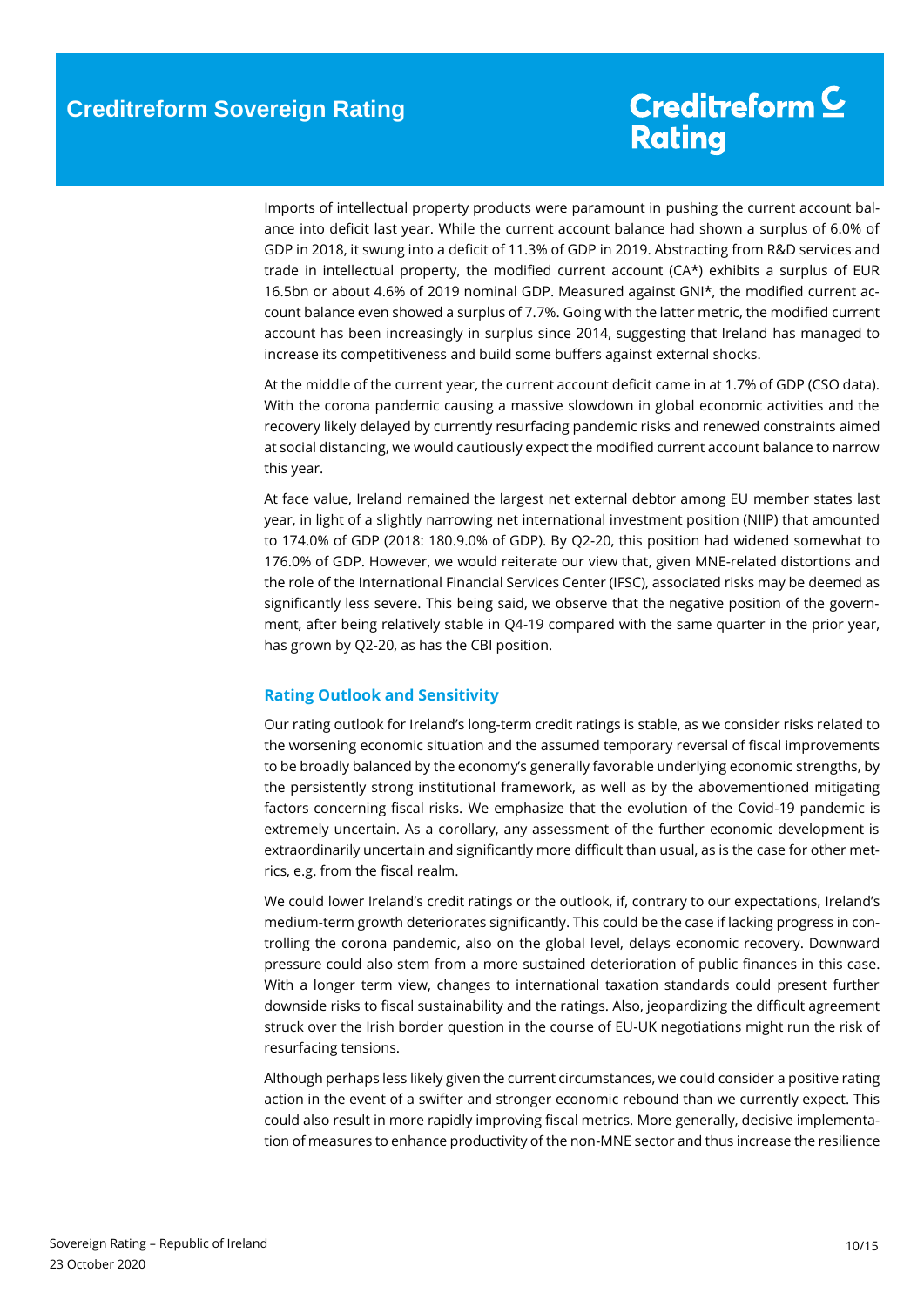Imports of intellectual property products were paramount in pushing the current account balance into deficit last year. While the current account balance had shown a surplus of 6.0% of GDP in 2018, it swung into a deficit of 11.3% of GDP in 2019. Abstracting from R&D services and trade in intellectual property, the modified current account (CA*) exhibits a surplus of EUR 16.5bn or about 4.6% of 2019 nominal GDP. Measured against GNI*, the modified current account balance even showed a surplus of 7.7%. Going with the latter metric, the modified current account has been increasingly in surplus since 2014, suggesting that Ireland has managed to increase its competitiveness and build some buffers against external shocks.

At the middle of the current year, the current account deficit came in at 1.7% of GDP (CSO data). With the corona pandemic causing a massive slowdown in global economic activities and the recovery likely delayed by currently resurfacing pandemic risks and renewed constraints aimed at social distancing, we would cautiously expect the modified current account balance to narrow this year.

At face value, Ireland remained the largest net external debtor among EU member states last year, in light of a slightly narrowing net international investment position (NIIP) that amounted to 174.0% of GDP (2018: 180.9.0% of GDP). By Q2-20, this position had widened somewhat to 176.0% of GDP. However, we would reiterate our view that, given MNE-related distortions and the role of the International Financial Services Center (IFSC), associated risks may be deemed as significantly less severe. This being said, we observe that the negative position of the government, after being relatively stable in Q4-19 compared with the same quarter in the prior year, has grown by Q2-20, as has the CBI position.

## Rating Outlook and Sensitivity

Our rating outlook for Ireland's long-term credit ratings is stable, as we consider risks related to the worsening economic situation and the assumed temporary reversal of fiscal improvements to be broadly balanced by the economy's generally favorable underlying economic strengths, by the persistently strong institutional framework, as well as by the abovementioned mitigating factors concerning fiscal risks. We emphasize that the evolution of the Covid-19 pandemic is extremely uncertain. As a corollary, any assessment of the further economic development is extraordinarily uncertain and significantly more difficult than usual, as is the case for other metrics, e.g. from the fiscal realm.

We could lower Ireland's credit ratings or the outlook, if, contrary to our expectations, Ireland's medium-term growth deteriorates significantly. This could be the case if lacking progress in controlling the corona pandemic, also on the global level, delays economic recovery. Downward pressure could also stem from a more sustained deterioration of public finances in this case. With a longer term view, changes to international taxation standards could present further downside risks to fiscal sustainability and the ratings. Also, jeopardizing the difficult agreement struck over the Irish border question in the course of EU-UK negotiations might run the risk of resurfacing tensions.

Although perhaps less likely given the current circumstances, we could consider a positive rating action in the event of a swifter and stronger economic rebound than we currently expect. This could also result in more rapidly improving fiscal metrics. More generally, decisive implementation of measures to enhance productivity of the non-MNE sector and thus increase the resilience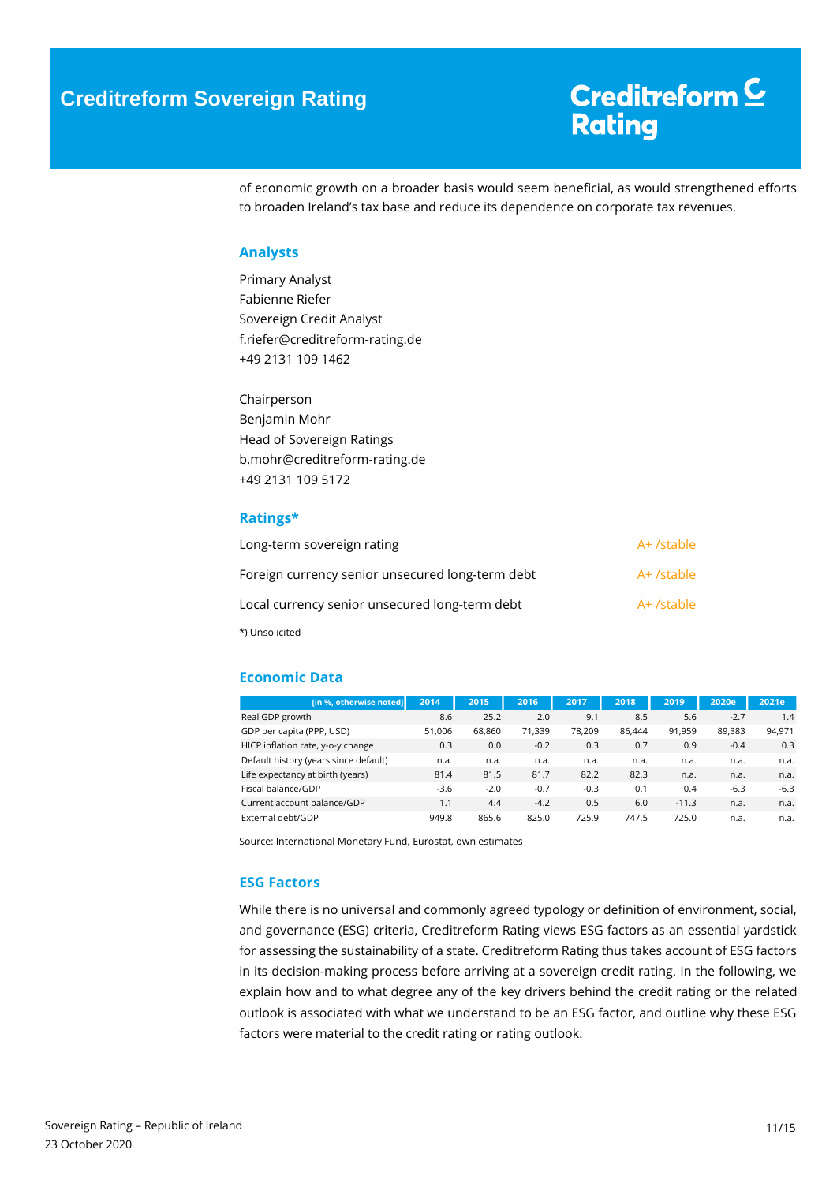of economic growth on a broader basis would seem beneficial, as would strengthened efforts to broaden Ireland's tax base and reduce its dependence on corporate tax revenues.

## Analysts

Primary Analyst
Fabienne Riefer
Sovereign Credit Analyst
f.riefer@creditreform-rating.de
+49 2131 109 1462

Chairperson
Benjamin Mohr
Head of Sovereign Ratings
b.mohr@creditreform-rating.de
+49 2131 109 5172

## Ratings*

| | |
|---|---|
| Long-term sovereign rating | A+ /stable |
| Foreign currency senior unsecured long-term debt | A+ /stable |
| Local currency senior unsecured long-term debt | A+ /stable |

*) Unsolicited

## Economic Data

| [in %, otherwise noted] | 2014 | 2015 | 2016 | 2017 | 2018 | 2019 | 2020e | 2021e |
|---|---|---|---|---|---|---|---|---|
| Real GDP growth | 8.6 | 25.2 | 2.0 | 9.1 | 8.5 | 5.6 | -2.7 | 1.4 |
| GDP per capita (PPP, USD) | 51,006 | 68,860 | 71,339 | 78,209 | 86,444 | 91,959 | 89,383 | 94,971 |
| HICP inflation rate, y-o-y change | 0.3 | 0.0 | -0.2 | 0.3 | 0.7 | 0.9 | -0.4 | 0.3 |
| Default history (years since default) | n.a. | n.a. | n.a. | n.a. | n.a. | n.a. | n.a. | n.a. |
| Life expectancy at birth (years) | 81.4 | 81.5 | 81.7 | 82.2 | 82.3 | n.a. | n.a. | n.a. |
| Fiscal balance/GDP | -3.6 | -2.0 | -0.7 | -0.3 | 0.1 | 0.4 | -6.3 | -6.3 |
| Current account balance/GDP | 1.1 | 4.4 | -4.2 | 0.5 | 6.0 | -11.3 | n.a. | n.a. |
| External debt/GDP | 949.8 | 865.6 | 825.0 | 725.9 | 747.5 | 725.0 | n.a. | n.a. |

Source: International Monetary Fund, Eurostat, own estimates

## ESG Factors

While there is no universal and commonly agreed typology or definition of environment, social, and governance (ESG) criteria, Creditreform Rating views ESG factors as an essential yardstick for assessing the sustainability of a state. Creditreform Rating thus takes account of ESG factors in its decision-making process before arriving at a sovereign credit rating. In the following, we explain how and to what degree any of the key drivers behind the credit rating or the related outlook is associated with what we understand to be an ESG factor, and outline why these ESG factors were material to the credit rating or rating outlook.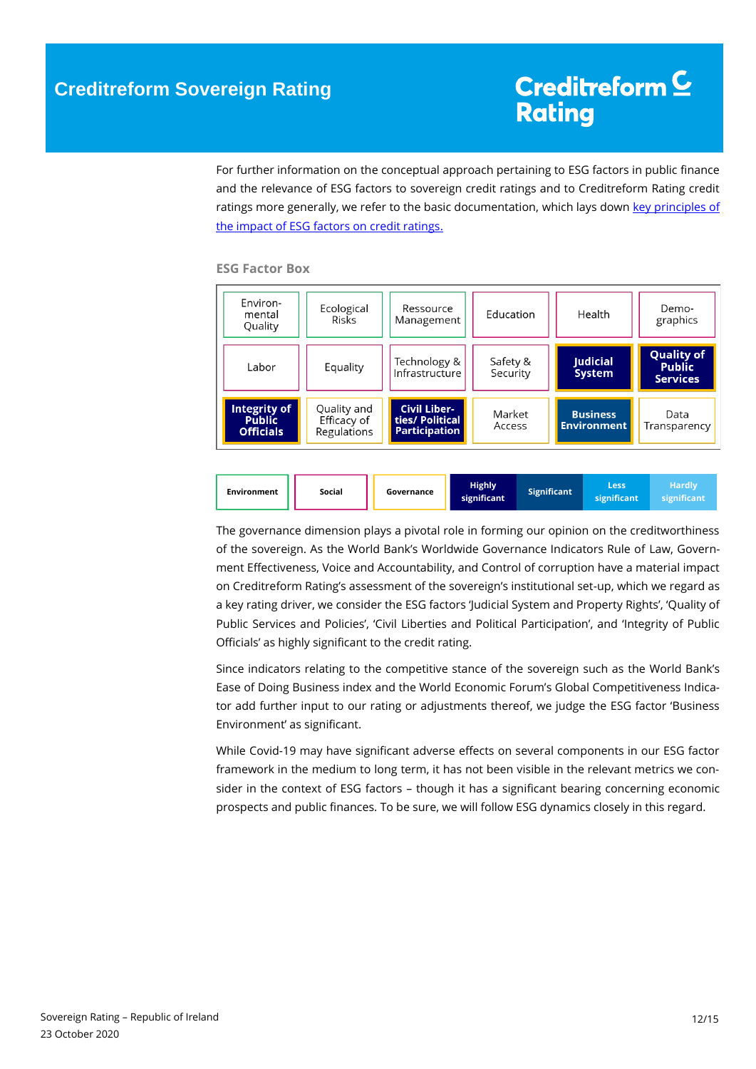For further information on the conceptual approach pertaining to ESG factors in public finance and the relevance of ESG factors to sovereign credit ratings and to Creditreform Rating credit ratings more generally, we refer to the basic documentation, which lays down [key principles of the impact of ESG factors on credit ratings.]()

**ESG Factor Box**

| | | | | | |
|---|---|---|---|---|---|
| Environmental Quality | Ecological Risks | Ressource Management | Education | Health | Demographics |
| Labor | Equality | Technology & Infrastructure | Safety & Security | **Judicial System** | **Quality of Public Services** |
| **Integrity of Public Officials** | Quality and Efficacy of Regulations | **Civil Liberties/ Political Participation** | Market Access | **Business Environment** | Data Transparency |

| Environment | Social | Governance | Highly significant | Significant | Less significant | Hardly significant |
|---|---|---|---|---|---|---|

The governance dimension plays a pivotal role in forming our opinion on the creditworthiness of the sovereign. As the World Bank's Worldwide Governance Indicators Rule of Law, Government Effectiveness, Voice and Accountability, and Control of corruption have a material impact on Creditreform Rating's assessment of the sovereign's institutional set-up, which we regard as a key rating driver, we consider the ESG factors 'Judicial System and Property Rights', 'Quality of Public Services and Policies', 'Civil Liberties and Political Participation', and 'Integrity of Public Officials' as highly significant to the credit rating.

Since indicators relating to the competitive stance of the sovereign such as the World Bank's Ease of Doing Business index and the World Economic Forum's Global Competitiveness Indicator add further input to our rating or adjustments thereof, we judge the ESG factor 'Business Environment' as significant.

While Covid-19 may have significant adverse effects on several components in our ESG factor framework in the medium to long term, it has not been visible in the relevant metrics we consider in the context of ESG factors – though it has a significant bearing concerning economic prospects and public finances. To be sure, we will follow ESG dynamics closely in this regard.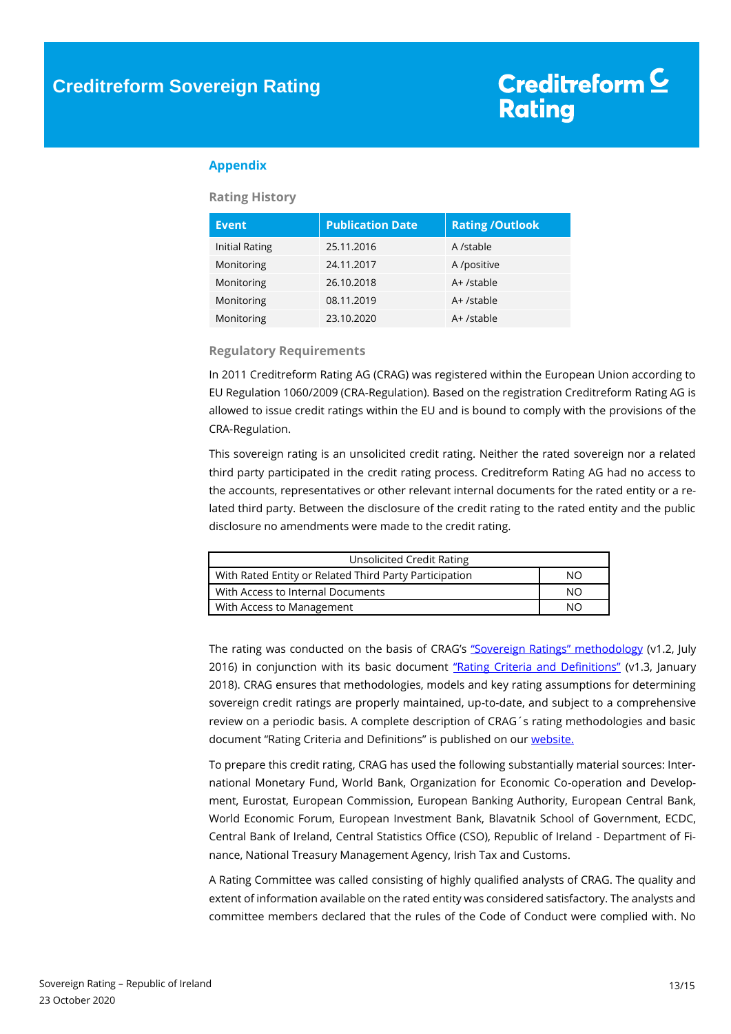## Appendix

### Rating History

| Event | Publication Date | Rating /Outlook |
|---|---|---|
| Initial Rating | 25.11.2016 | A /stable |
| Monitoring | 24.11.2017 | A /positive |
| Monitoring | 26.10.2018 | A+ /stable |
| Monitoring | 08.11.2019 | A+ /stable |
| Monitoring | 23.10.2020 | A+ /stable |

### Regulatory Requirements

In 2011 Creditreform Rating AG (CRAG) was registered within the European Union according to EU Regulation 1060/2009 (CRA-Regulation). Based on the registration Creditreform Rating AG is allowed to issue credit ratings within the EU and is bound to comply with the provisions of the CRA-Regulation.

This sovereign rating is an unsolicited credit rating. Neither the rated sovereign nor a related third party participated in the credit rating process. Creditreform Rating AG had no access to the accounts, representatives or other relevant internal documents for the rated entity or a related third party. Between the disclosure of the credit rating to the rated entity and the public disclosure no amendments were made to the credit rating.

| Unsolicited Credit Rating | |
|---|---|
| With Rated Entity or Related Third Party Participation | NO |
| With Access to Internal Documents | NO |
| With Access to Management | NO |

The rating was conducted on the basis of CRAG's "Sovereign Ratings" methodology (v1.2, July 2016) in conjunction with its basic document "Rating Criteria and Definitions" (v1.3, January 2018). CRAG ensures that methodologies, models and key rating assumptions for determining sovereign credit ratings are properly maintained, up-to-date, and subject to a comprehensive review on a periodic basis. A complete description of CRAG´s rating methodologies and basic document "Rating Criteria and Definitions" is published on our website.

To prepare this credit rating, CRAG has used the following substantially material sources: International Monetary Fund, World Bank, Organization for Economic Co-operation and Development, Eurostat, European Commission, European Banking Authority, European Central Bank, World Economic Forum, European Investment Bank, Blavatnik School of Government, ECDC, Central Bank of Ireland, Central Statistics Office (CSO), Republic of Ireland - Department of Finance, National Treasury Management Agency, Irish Tax and Customs.

A Rating Committee was called consisting of highly qualified analysts of CRAG. The quality and extent of information available on the rated entity was considered satisfactory. The analysts and committee members declared that the rules of the Code of Conduct were complied with. No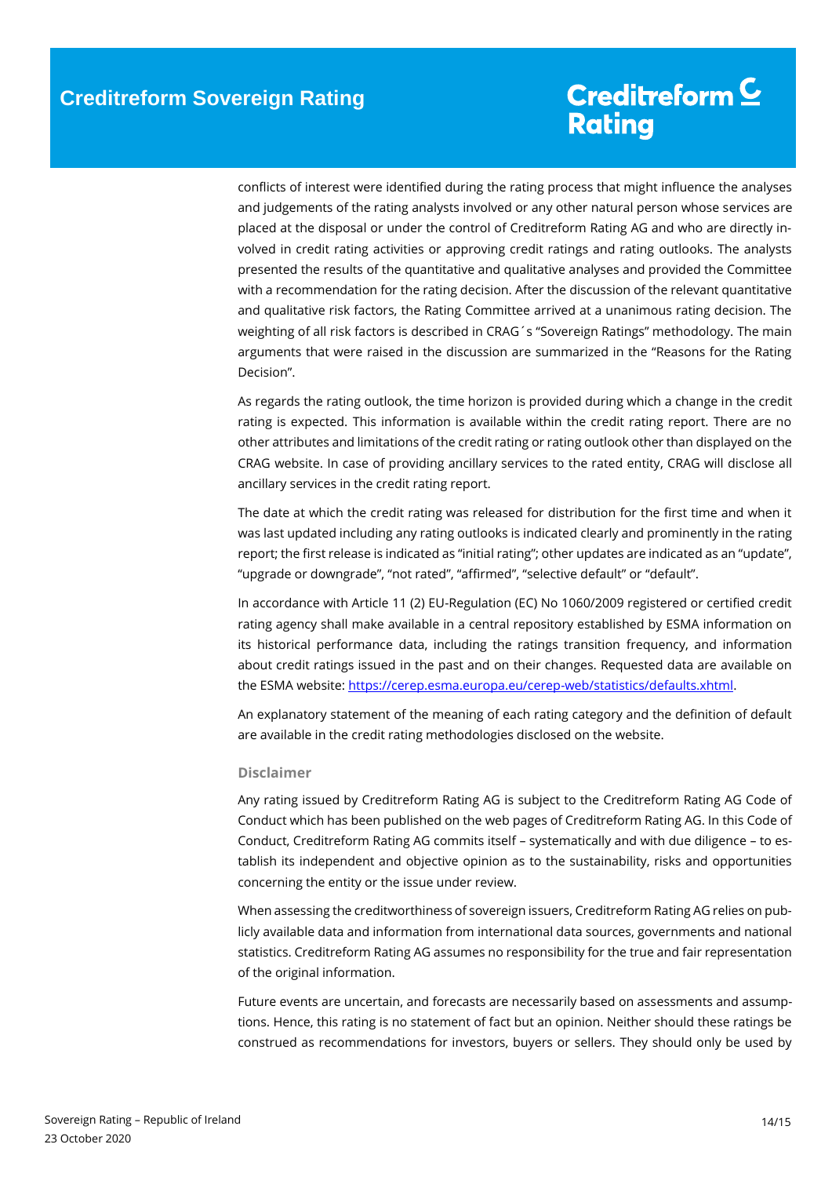conflicts of interest were identified during the rating process that might influence the analyses and judgements of the rating analysts involved or any other natural person whose services are placed at the disposal or under the control of Creditreform Rating AG and who are directly involved in credit rating activities or approving credit ratings and rating outlooks. The analysts presented the results of the quantitative and qualitative analyses and provided the Committee with a recommendation for the rating decision. After the discussion of the relevant quantitative and qualitative risk factors, the Rating Committee arrived at a unanimous rating decision. The weighting of all risk factors is described in CRAG´s "Sovereign Ratings" methodology. The main arguments that were raised in the discussion are summarized in the "Reasons for the Rating Decision".

As regards the rating outlook, the time horizon is provided during which a change in the credit rating is expected. This information is available within the credit rating report. There are no other attributes and limitations of the credit rating or rating outlook other than displayed on the CRAG website. In case of providing ancillary services to the rated entity, CRAG will disclose all ancillary services in the credit rating report.

The date at which the credit rating was released for distribution for the first time and when it was last updated including any rating outlooks is indicated clearly and prominently in the rating report; the first release is indicated as "initial rating"; other updates are indicated as an "update", "upgrade or downgrade", "not rated", "affirmed", "selective default" or "default".

In accordance with Article 11 (2) EU-Regulation (EC) No 1060/2009 registered or certified credit rating agency shall make available in a central repository established by ESMA information on its historical performance data, including the ratings transition frequency, and information about credit ratings issued in the past and on their changes. Requested data are available on the ESMA website: https://cerep.esma.europa.eu/cerep-web/statistics/defaults.xhtml.

An explanatory statement of the meaning of each rating category and the definition of default are available in the credit rating methodologies disclosed on the website.

#### Disclaimer

Any rating issued by Creditreform Rating AG is subject to the Creditreform Rating AG Code of Conduct which has been published on the web pages of Creditreform Rating AG. In this Code of Conduct, Creditreform Rating AG commits itself – systematically and with due diligence – to establish its independent and objective opinion as to the sustainability, risks and opportunities concerning the entity or the issue under review.

When assessing the creditworthiness of sovereign issuers, Creditreform Rating AG relies on publicly available data and information from international data sources, governments and national statistics. Creditreform Rating AG assumes no responsibility for the true and fair representation of the original information.

Future events are uncertain, and forecasts are necessarily based on assessments and assumptions. Hence, this rating is no statement of fact but an opinion. Neither should these ratings be construed as recommendations for investors, buyers or sellers. They should only be used by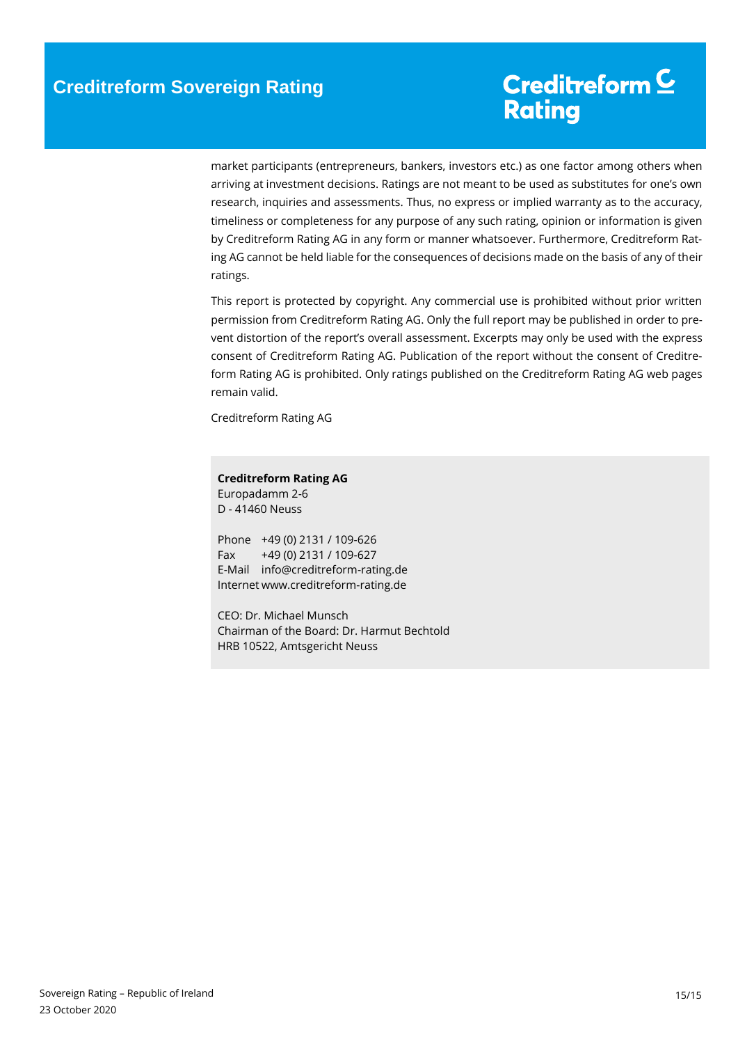market participants (entrepreneurs, bankers, investors etc.) as one factor among others when arriving at investment decisions. Ratings are not meant to be used as substitutes for one's own research, inquiries and assessments. Thus, no express or implied warranty as to the accuracy, timeliness or completeness for any purpose of any such rating, opinion or information is given by Creditreform Rating AG in any form or manner whatsoever. Furthermore, Creditreform Rating AG cannot be held liable for the consequences of decisions made on the basis of any of their ratings.

This report is protected by copyright. Any commercial use is prohibited without prior written permission from Creditreform Rating AG. Only the full report may be published in order to prevent distortion of the report's overall assessment. Excerpts may only be used with the express consent of Creditreform Rating AG. Publication of the report without the consent of Creditreform Rating AG is prohibited. Only ratings published on the Creditreform Rating AG web pages remain valid.

Creditreform Rating AG

**Creditreform Rating AG**
Europadamm 2-6
D - 41460 Neuss

Phone +49 (0) 2131 / 109-626
Fax +49 (0) 2131 / 109-627
E-Mail info@creditreform-rating.de
Internet www.creditreform-rating.de

CEO: Dr. Michael Munsch
Chairman of the Board: Dr. Harmut Bechtold
HRB 10522, Amtsgericht Neuss